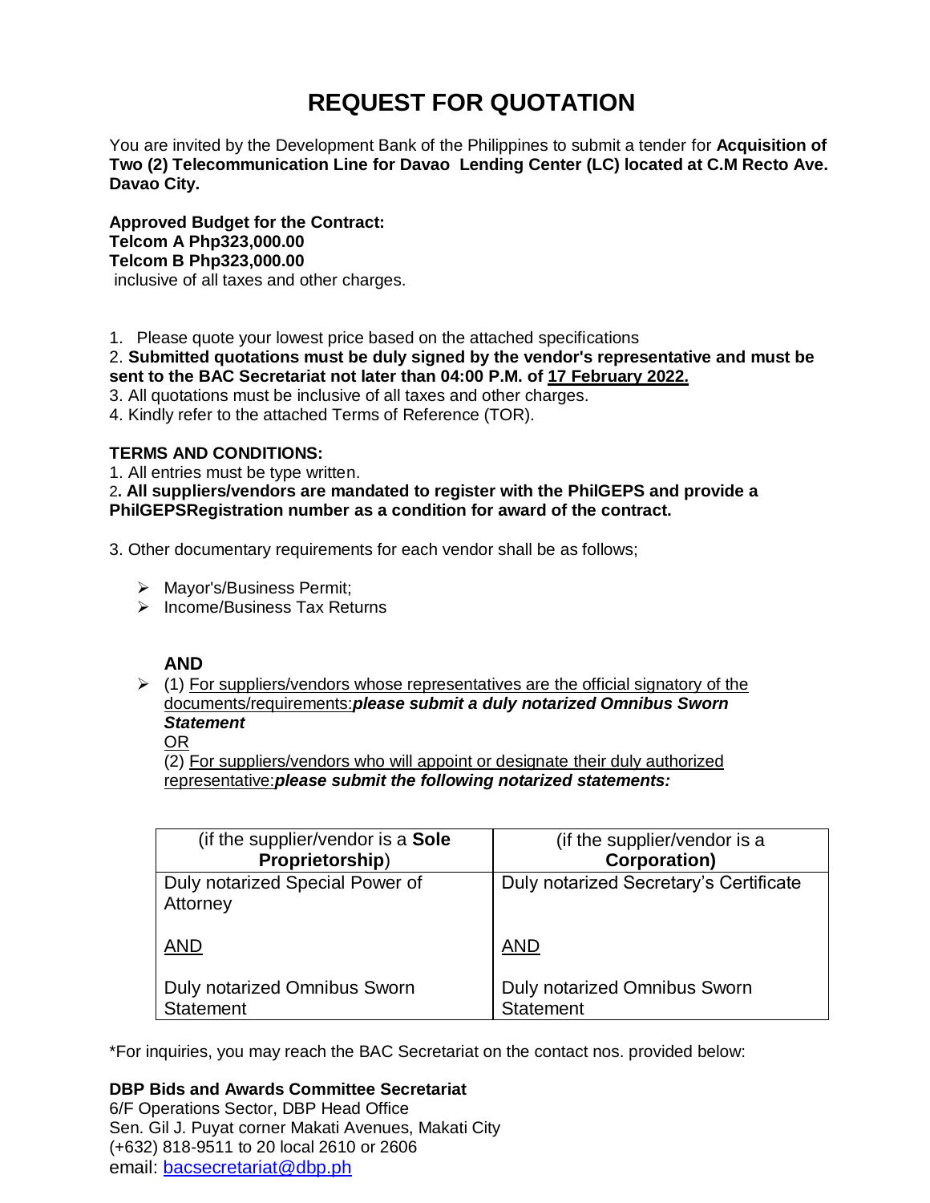# REQUEST FOR QUOTATION

You are invited by the Development Bank of the Philippines to submit a tender for **Acquisition of Two (2) Telecommunication Line for Davao Lending Center (LC) located at C.M Recto Ave. Davao City.**

**Approved Budget for the Contract:**
**Telcom A Php323,000.00**
**Telcom B Php323,000.00**
inclusive of all taxes and other charges.

1. Please quote your lowest price based on the attached specifications
2. **Submitted quotations must be duly signed by the vendor's representative and must be sent to the BAC Secretariat not later than 04:00 P.M. of 17 February 2022.**
3. All quotations must be inclusive of all taxes and other charges.
4. Kindly refer to the attached Terms of Reference (TOR).

**TERMS AND CONDITIONS:**

1. All entries must be type written.
2. **All suppliers/vendors are mandated to register with the PhilGEPS and provide a PhilGEPSRegistration number as a condition for award of the contract.**
3. Other documentary requirements for each vendor shall be as follows;

- Mayor's/Business Permit;
- Income/Business Tax Returns

**AND**

- (1) For suppliers/vendors whose representatives are the official signatory of the documents/requirements:***please submit a duly notarized Omnibus Sworn Statement***

  OR

  (2) For suppliers/vendors who will appoint or designate their duly authorized representative:***please submit the following notarized statements:***

| (if the supplier/vendor is a **Sole Proprietorship**) | (if the supplier/vendor is a **Corporation)** |
|---|---|
| Duly notarized Special Power of Attorney<br><br>AND<br><br>Duly notarized Omnibus Sworn Statement | Duly notarized Secretary's Certificate<br><br>AND<br><br>Duly notarized Omnibus Sworn Statement |

*For inquiries, you may reach the BAC Secretariat on the contact nos. provided below:

**DBP Bids and Awards Committee Secretariat**
6/F Operations Sector, DBP Head Office
Sen. Gil J. Puyat corner Makati Avenues, Makati City
(+632) 818-9511 to 20 local 2610 or 2606
email: bacsecretariat@dbp.ph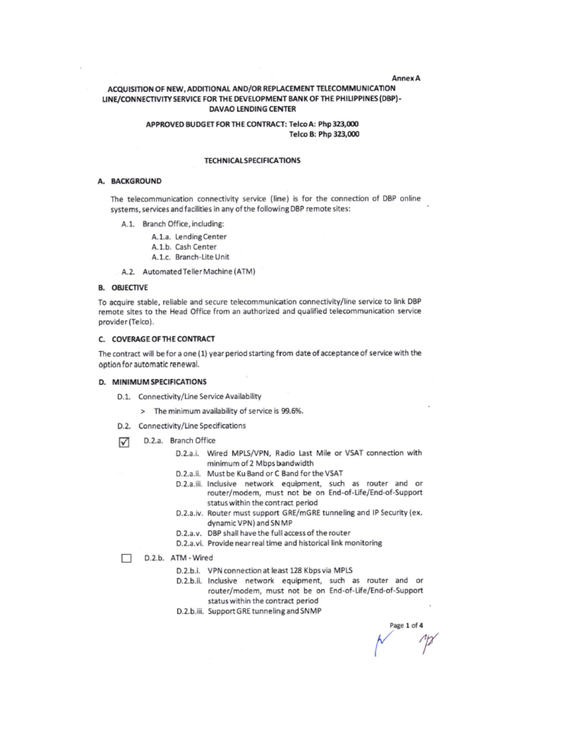Annex A

## ACQUISITION OF NEW, ADDITIONAL AND/OR REPLACEMENT TELECOMMUNICATION LINE/CONNECTIVITY SERVICE FOR THE DEVELOPMENT BANK OF THE PHILIPPINES (DBP) - DAVAO LENDING CENTER

**APPROVED BUDGET FOR THE CONTRACT: Telco A: Php 323,000**
**Telco B: Php 323,000**

### TECHNICAL SPECIFICATIONS

#### A. BACKGROUND

The telecommunication connectivity service (line) is for the connection of DBP online systems, services and facilities in any of the following DBP remote sites:

- A.1. Branch Office, including:
  - A.1.a. Lending Center
  - A.1.b. Cash Center
  - A.1.c. Branch-Lite Unit
- A.2. Automated Teller Machine (ATM)

#### B. OBJECTIVE

To acquire stable, reliable and secure telecommunication connectivity/line service to link DBP remote sites to the Head Office from an authorized and qualified telecommunication service provider (Telco).

#### C. COVERAGE OF THE CONTRACT

The contract will be for a one (1) year period starting from date of acceptance of service with the option for automatic renewal.

#### D. MINIMUM SPECIFICATIONS

- D.1. Connectivity/Line Service Availability
  - > The minimum availability of service is 99.6%.
- D.2. Connectivity/Line Specifications

☑ D.2.a. Branch Office

- D.2.a.i. Wired MPLS/VPN, Radio Last Mile or VSAT connection with minimum of 2 Mbps bandwidth
- D.2.a.ii. Must be Ku Band or C Band for the VSAT
- D.2.a.iii. Inclusive network equipment, such as router and or router/modem, must not be on End-of-Life/End-of-Support status within the contract period
- D.2.a.iv. Router must support GRE/mGRE tunneling and IP Security (ex. dynamic VPN) and SNMP
- D.2.a.v. DBP shall have the full access of the router
- D.2.a.vi. Provide near real time and historical link monitoring

☐ D.2.b. ATM - Wired

- D.2.b.i. VPN connection at least 128 Kbps via MPLS
- D.2.b.ii. Inclusive network equipment, such as router and or router/modem, must not be on End-of-Life/End-of-Support status within the contract period
- D.2.b.iii. Support GRE tunneling and SNMP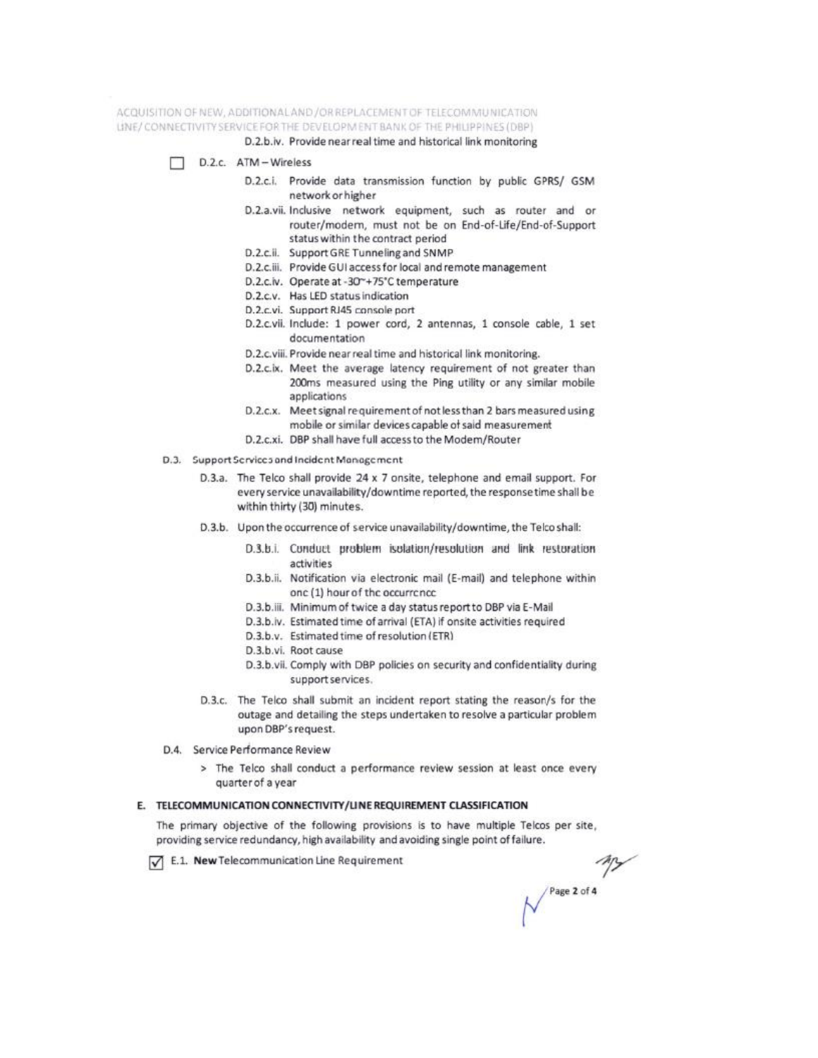D.2.b.iv. Provide near real time and historical link monitoring

☐ D.2.c. ATM – Wireless

- D.2.c.i. Provide data transmission function by public GPRS/ GSM network or higher
- D.2.a.vii. Inclusive network equipment, such as router and or router/modem, must not be on End-of-Life/End-of-Support status within the contract period
- D.2.c.ii. Support GRE Tunneling and SNMP
- D.2.c.iii. Provide GUI access for local and remote management
- D.2.c.iv. Operate at -30~+75°C temperature
- D.2.c.v. Has LED status indication
- D.2.c.vi. Support RJ45 console port
- D.2.c.vii. Include: 1 power cord, 2 antennas, 1 console cable, 1 set documentation
- D.2.c.viii. Provide near real time and historical link monitoring.
- D.2.c.ix. Meet the average latency requirement of not greater than 200ms measured using the Ping utility or any similar mobile applications
- D.2.c.x. Meet signal requirement of not less than 2 bars measured using mobile or similar devices capable of said measurement
- D.2.c.xi. DBP shall have full access to the Modem/Router

D.3. Support Services and Incident Management

- D.3.a. The Telco shall provide 24 x 7 onsite, telephone and email support. For every service unavailability/downtime reported, the response time shall be within thirty (30) minutes.
- D.3.b. Upon the occurrence of service unavailability/downtime, the Telco shall:
  - D.3.b.i. Conduct problem isolation/resolution and link restoration activities
  - D.3.b.ii. Notification via electronic mail (E-mail) and telephone within one (1) hour of the occurrence
  - D.3.b.iii. Minimum of twice a day status report to DBP via E-Mail
  - D.3.b.iv. Estimated time of arrival (ETA) if onsite activities required
  - D.3.b.v. Estimated time of resolution (ETR)
  - D.3.b.vi. Root cause
  - D.3.b.vii. Comply with DBP policies on security and confidentiality during support services.
- D.3.c. The Telco shall submit an incident report stating the reason/s for the outage and detailing the steps undertaken to resolve a particular problem upon DBP's request.

D.4. Service Performance Review

> The Telco shall conduct a performance review session at least once every quarter of a year

**E. TELECOMMUNICATION CONNECTIVITY/LINE REQUIREMENT CLASSIFICATION**

The primary objective of the following provisions is to have multiple Telcos per site, providing service redundancy, high availability and avoiding single point of failure.

☑ E.1. **New** Telecommunication Line Requirement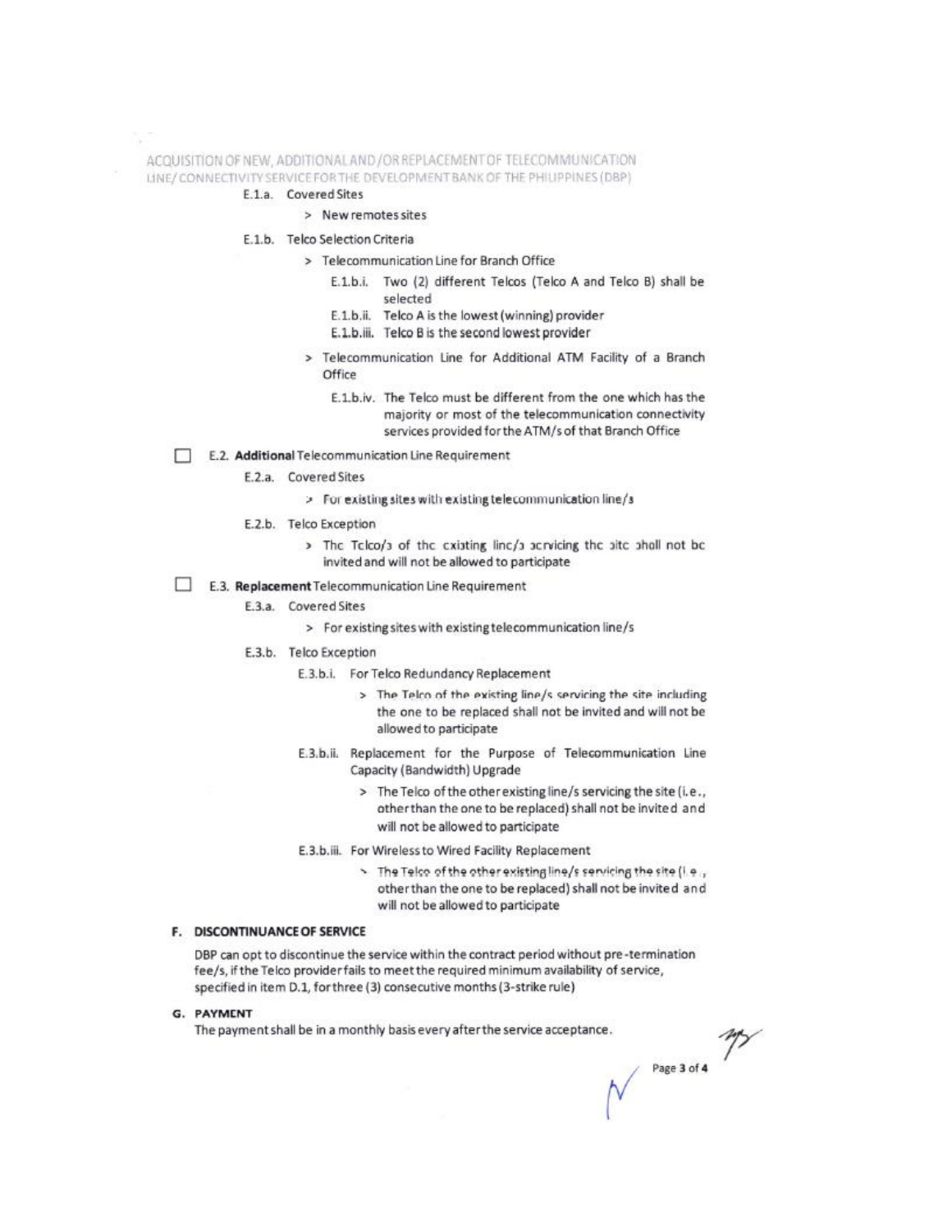E.1.a. Covered Sites

> New remotes sites

E.1.b. Telco Selection Criteria

> Telecommunication Line for Branch Office

E.1.b.i. Two (2) different Telcos (Telco A and Telco B) shall be selected

E.1.b.ii. Telco A is the lowest (winning) provider

E.1.b.iii. Telco B is the second lowest provider

> Telecommunication Line for Additional ATM Facility of a Branch Office

E.1.b.iv. The Telco must be different from the one which has the majority or most of the telecommunication connectivity services provided for the ATM/s of that Branch Office

☐ E.2. **Additional** Telecommunication Line Requirement

E.2.a. Covered Sites

> For existing sites with existing telecommunication line/s

E.2.b. Telco Exception

> The Telco/s of the existing line/s servicing the site shall not be invited and will not be allowed to participate

☐ E.3. **Replacement** Telecommunication Line Requirement

E.3.a. Covered Sites

> For existing sites with existing telecommunication line/s

E.3.b. Telco Exception

E.3.b.i. For Telco Redundancy Replacement

> The Telco of the existing line/s servicing the site including the one to be replaced shall not be invited and will not be allowed to participate

E.3.b.ii. Replacement for the Purpose of Telecommunication Line Capacity (Bandwidth) Upgrade

> The Telco of the other existing line/s servicing the site (i.e., other than the one to be replaced) shall not be invited and will not be allowed to participate

E.3.b.iii. For Wireless to Wired Facility Replacement

> The Telco of the other existing line/s servicing the site (i.e., other than the one to be replaced) shall not be invited and will not be allowed to participate

**F. DISCONTINUANCE OF SERVICE**

DBP can opt to discontinue the service within the contract period without pre-termination fee/s, if the Telco provider fails to meet the required minimum availability of service, specified in item D.1, for three (3) consecutive months (3-strike rule)

**G. PAYMENT**

The payment shall be in a monthly basis every after the service acceptance.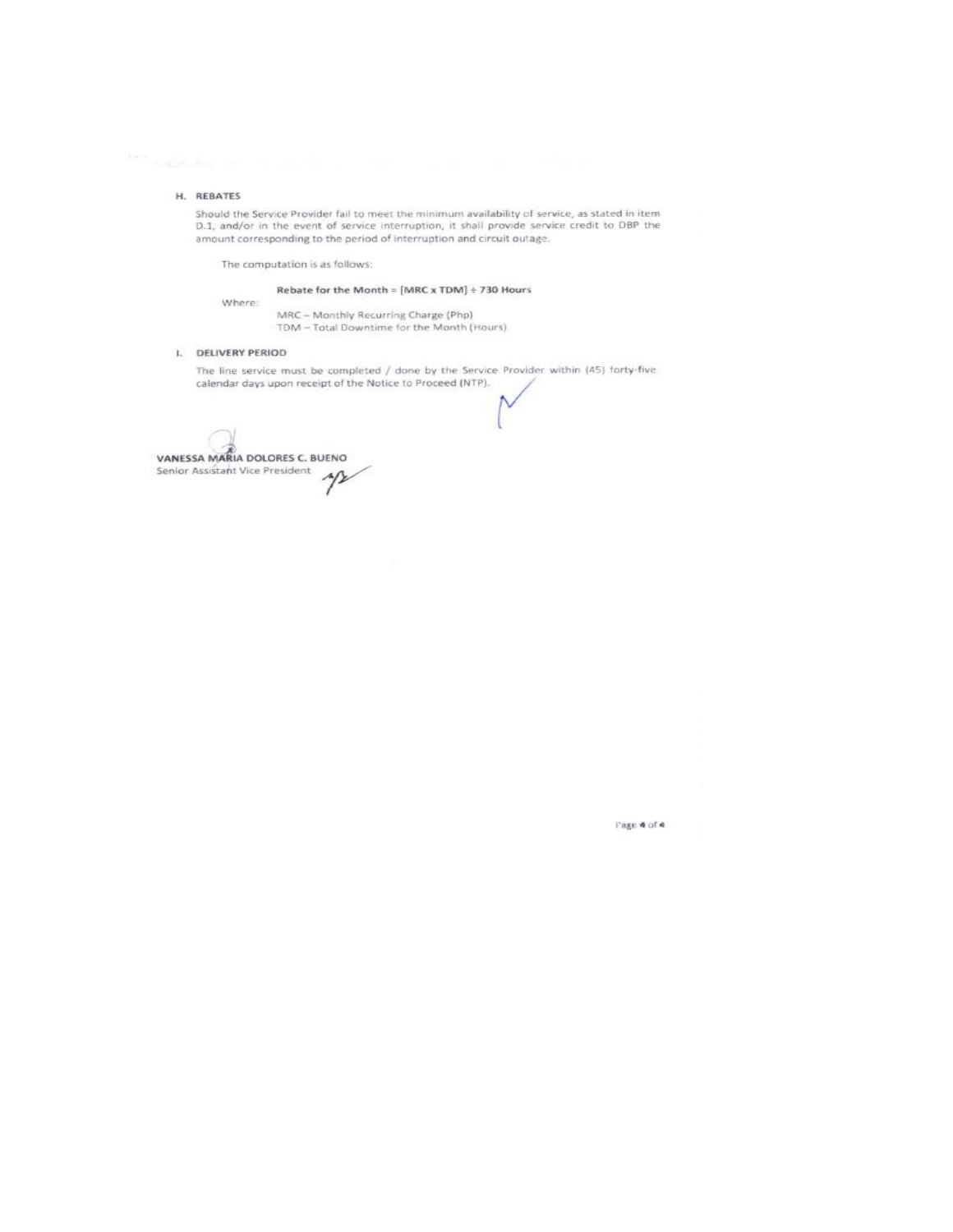## H. REBATES

Should the Service Provider fail to meet the minimum availability of service, as stated in item D.1, and/or in the event of service interruption, it shall provide service credit to DBP the amount corresponding to the period of interruption and circuit outage.

The computation is as follows:

**Rebate for the Month = [MRC x TDM] ÷ 730 Hours**

Where:

MRC – Monthly Recurring Charge (Php)
TDM – Total Downtime for the Month (Hours)

## I. DELIVERY PERIOD

The line service must be completed / done by the Service Provider within (45) forty-five calendar days upon receipt of the Notice to Proceed (NTP).

**VANESSA MARIA DOLORES C. BUENO**
Senior Assistant Vice President